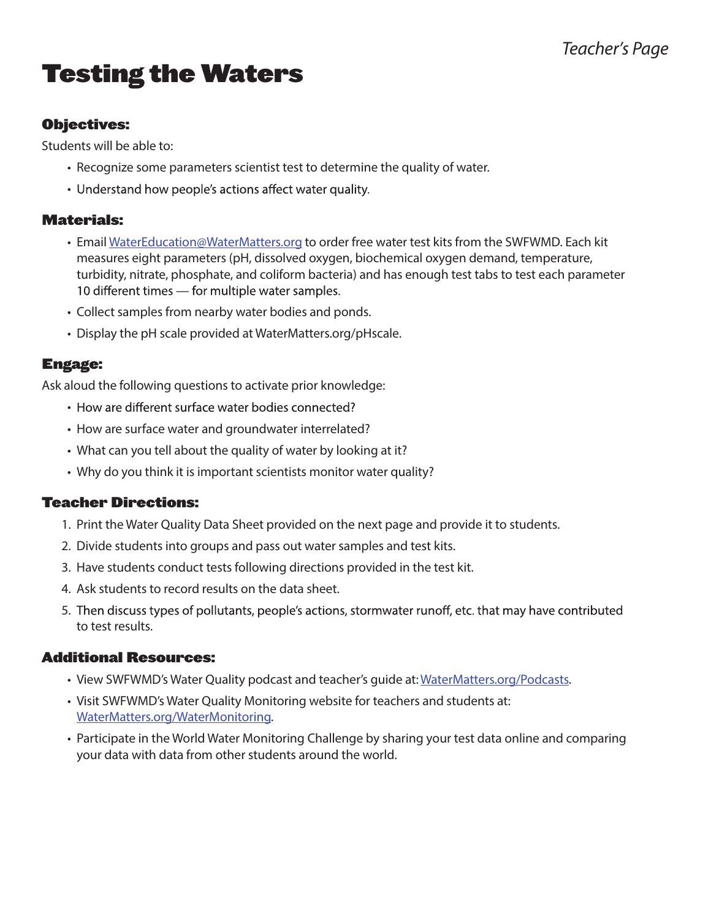*Teacher's Page*

# Testing the Waters

### Objectives:

Students will be able to:

- Recognize some parameters scientist test to determine the quality of water.
- Understand how people's actions affect water quality.

### Materials:

- Email WaterEducation@WaterMatters.org to order free water test kits from the SWFWMD. Each kit measures eight parameters (pH, dissolved oxygen, biochemical oxygen demand, temperature, turbidity, nitrate, phosphate, and coliform bacteria) and has enough test tabs to test each parameter 10 different times — for multiple water samples.
- Collect samples from nearby water bodies and ponds.
- Display the pH scale provided at WaterMatters.org/pHscale.

### Engage:

Ask aloud the following questions to activate prior knowledge:

- How are different surface water bodies connected?
- How are surface water and groundwater interrelated?
- What can you tell about the quality of water by looking at it?
- Why do you think it is important scientists monitor water quality?

### Teacher Directions:

1. Print the Water Quality Data Sheet provided on the next page and provide it to students.
2. Divide students into groups and pass out water samples and test kits.
3. Have students conduct tests following directions provided in the test kit.
4. Ask students to record results on the data sheet.
5. Then discuss types of pollutants, people's actions, stormwater runoff, etc. that may have contributed to test results.

### Additional Resources:

- View SWFWMD's Water Quality podcast and teacher's guide at: WaterMatters.org/Podcasts.
- Visit SWFWMD's Water Quality Monitoring website for teachers and students at: WaterMatters.org/WaterMonitoring.
- Participate in the World Water Monitoring Challenge by sharing your test data online and comparing your data with data from other students around the world.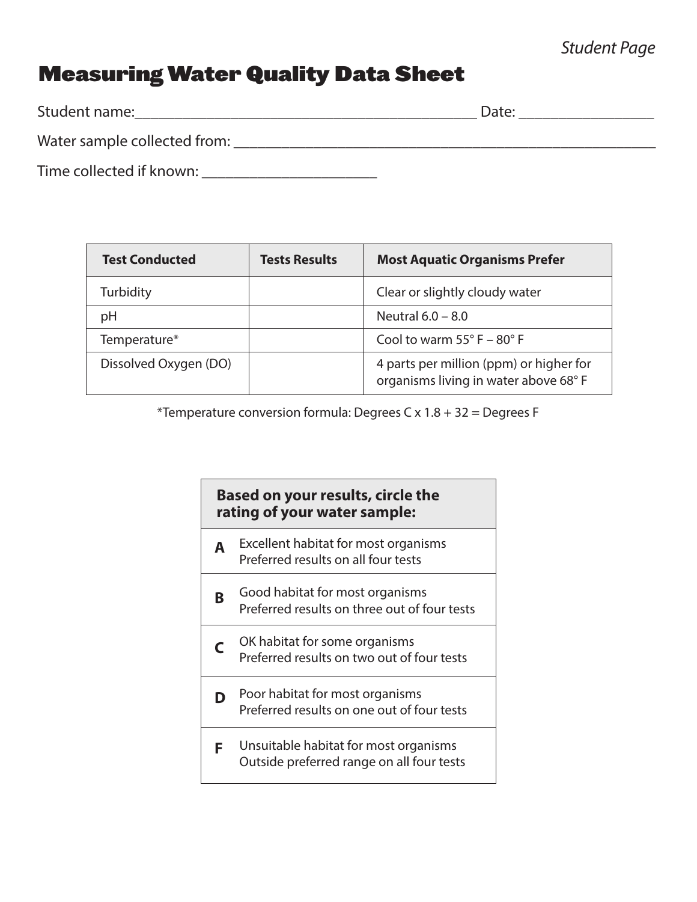*Student Page*

# Measuring Water Quality Data Sheet

Student name:___________________________________________ Date: _________________

Water sample collected from: ______________________________________________________

Time collected if known: ______________________

| Test Conducted | Tests Results | Most Aquatic Organisms Prefer |
|---|---|---|
| Turbidity | | Clear or slightly cloudy water |
| pH | | Neutral 6.0 – 8.0 |
| Temperature* | | Cool to warm 55° F – 80° F |
| Dissolved Oxygen (DO) | | 4 parts per million (ppm) or higher for organisms living in water above 68° F |

*Temperature conversion formula: Degrees C x 1.8 + 32 = Degrees F

| **Based on your results, circle the rating of your water sample:** | |
|---|---|
| **A** | Excellent habitat for most organisms<br>Preferred results on all four tests |
| **B** | Good habitat for most organisms<br>Preferred results on three out of four tests |
| **C** | OK habitat for some organisms<br>Preferred results on two out of four tests |
| **D** | Poor habitat for most organisms<br>Preferred results on one out of four tests |
| **F** | Unsuitable habitat for most organisms<br>Outside preferred range on all four tests |